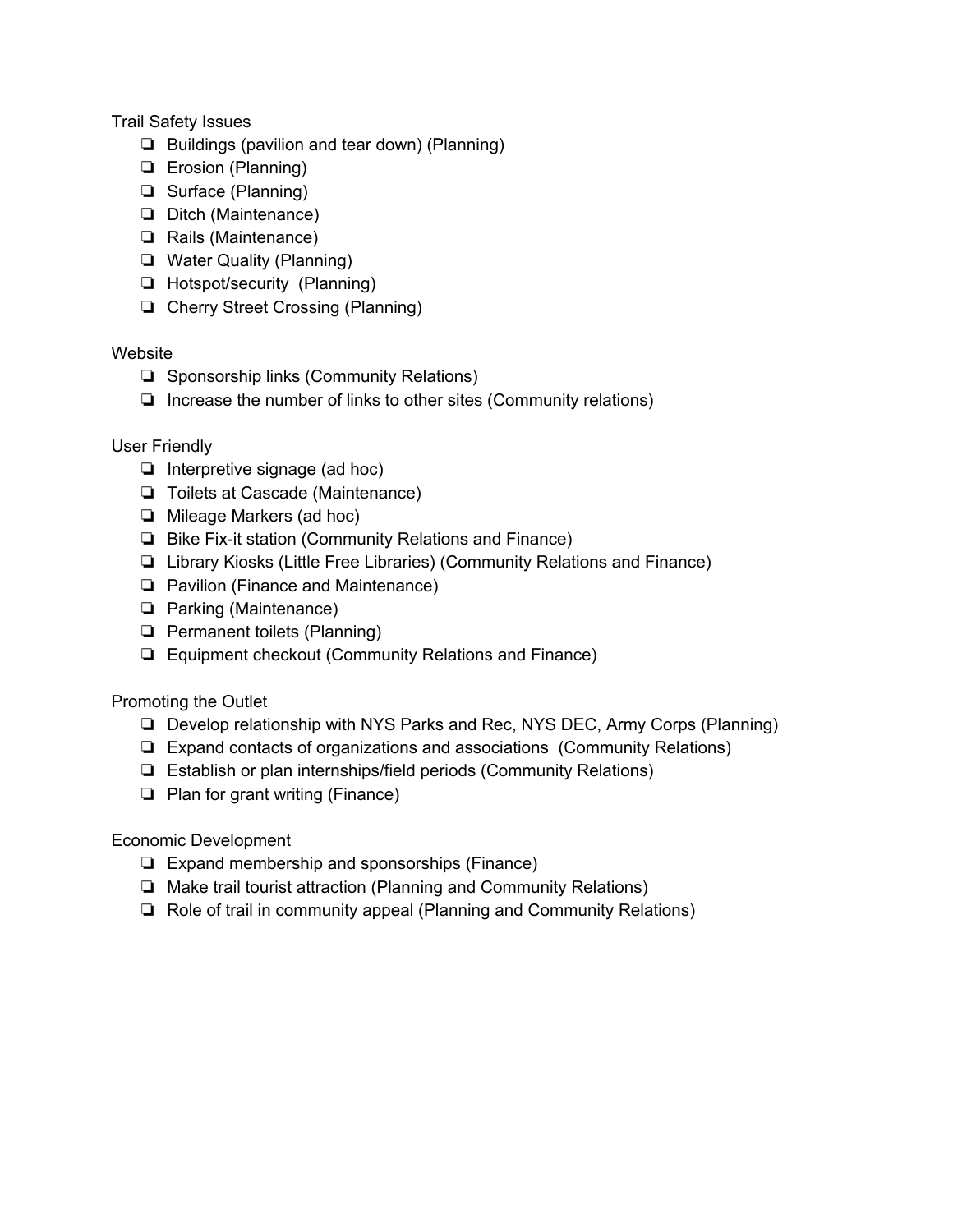Trail Safety Issues

- ❏ Buildings (pavilion and tear down) (Planning)
- ❏ Erosion (Planning)
- ❏ Surface (Planning)
- ❏ Ditch (Maintenance)
- ❏ Rails (Maintenance)
- ❏ Water Quality (Planning)
- ❏ Hotspot/security (Planning)
- ❏ Cherry Street Crossing (Planning)

Website

- ❏ Sponsorship links (Community Relations)
- ❏ Increase the number of links to other sites (Community relations)

User Friendly

- ❏ Interpretive signage (ad hoc)
- ❏ Toilets at Cascade (Maintenance)
- ❏ Mileage Markers (ad hoc)
- ❏ Bike Fix-it station (Community Relations and Finance)
- ❏ Library Kiosks (Little Free Libraries) (Community Relations and Finance)
- ❏ Pavilion (Finance and Maintenance)
- ❏ Parking (Maintenance)
- ❏ Permanent toilets (Planning)
- ❏ Equipment checkout (Community Relations and Finance)

Promoting the Outlet

- ❏ Develop relationship with NYS Parks and Rec, NYS DEC, Army Corps (Planning)
- ❏ Expand contacts of organizations and associations (Community Relations)
- ❏ Establish or plan internships/field periods (Community Relations)
- ❏ Plan for grant writing (Finance)

Economic Development

- ❏ Expand membership and sponsorships (Finance)
- ❏ Make trail tourist attraction (Planning and Community Relations)
- ❏ Role of trail in community appeal (Planning and Community Relations)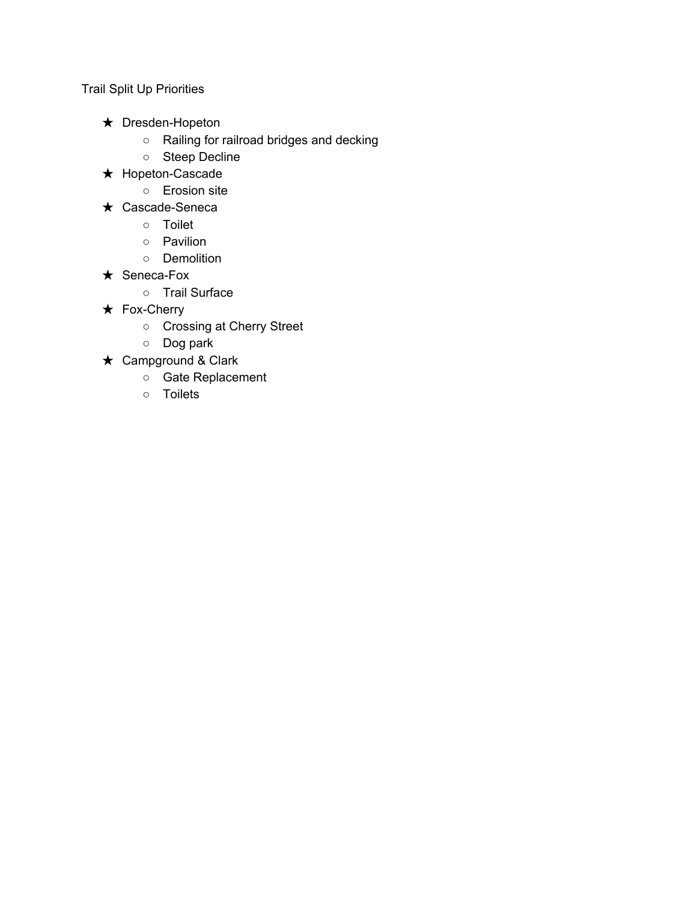Trail Split Up Priorities

- Dresden-Hopeton
  - Railing for railroad bridges and decking
  - Steep Decline
- Hopeton-Cascade
  - Erosion site
- Cascade-Seneca
  - Toilet
  - Pavilion
  - Demolition
- Seneca-Fox
  - Trail Surface
- Fox-Cherry
  - Crossing at Cherry Street
  - Dog park
- Campground & Clark
  - Gate Replacement
  - Toilets